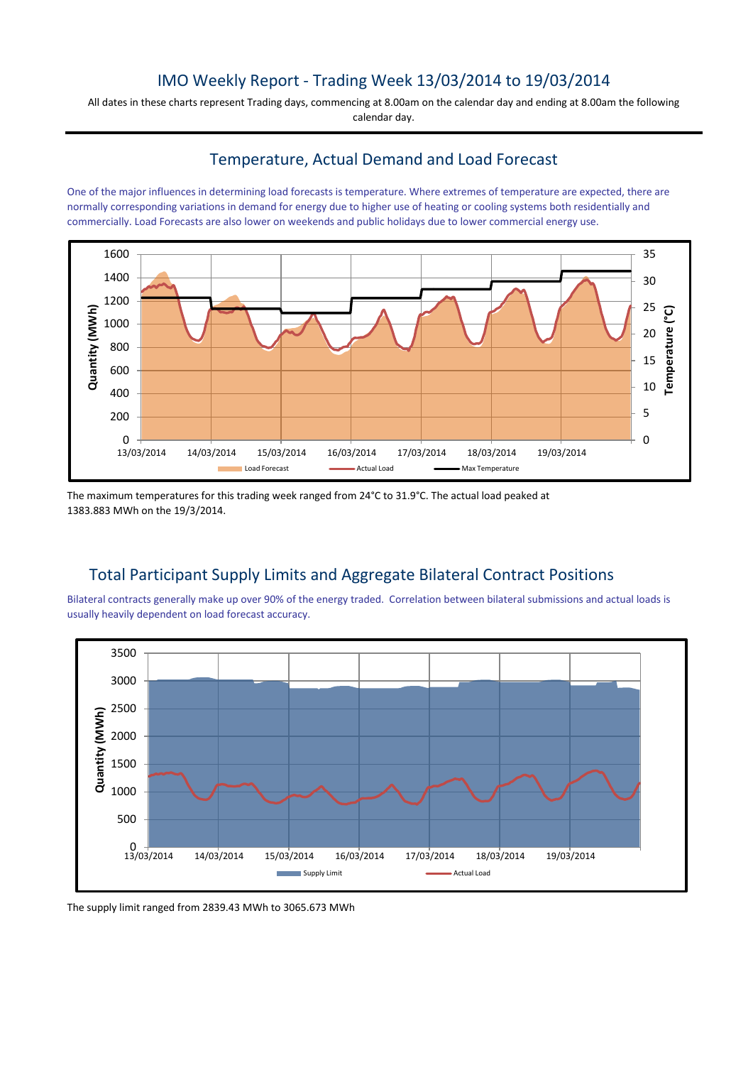# IMO Weekly Report - Trading Week 13/03/2014 to 19/03/2014

All dates in these charts represent Trading days, commencing at 8.00am on the calendar day and ending at 8.00am the following calendar day.

## Temperature, Actual Demand and Load Forecast

One of the major influences in determining load forecasts is temperature. Where extremes of temperature are expected, there are normally corresponding variations in demand for energy due to higher use of heating or cooling systems both residentially and commercially. Load Forecasts are also lower on weekends and public holidays due to lower commercial energy use.

The maximum temperatures for this trading week ranged from 24°C to 31.9°C. The actual load peaked at 1383.883 MWh on the 19/3/2014.

## Total Participant Supply Limits and Aggregate Bilateral Contract Positions

Bilateral contracts generally make up over 90% of the energy traded. Correlation between bilateral submissions and actual loads is usually heavily dependent on load forecast accuracy.

The supply limit ranged from 2839.43 MWh to 3065.673 MWh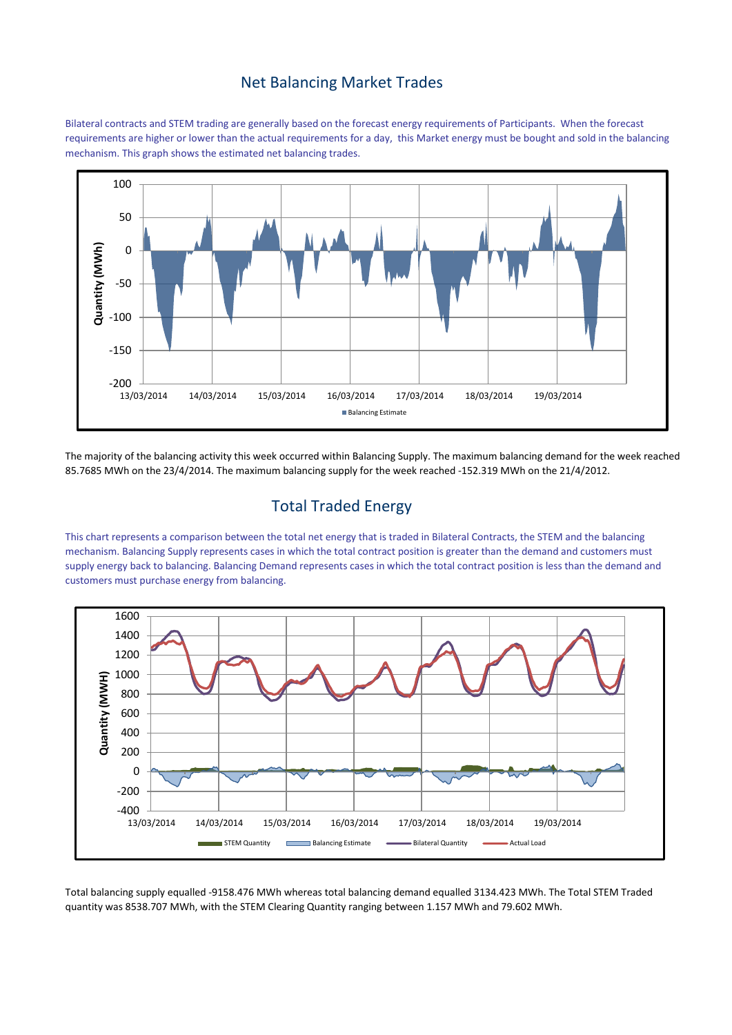## Net Balancing Market Trades

Bilateral contracts and STEM trading are generally based on the forecast energy requirements of Participants. When the forecast requirements are higher or lower than the actual requirements for a day, this Market energy must be bought and sold in the balancing mechanism. This graph shows the estimated net balancing trades.

The majority of the balancing activity this week occurred within Balancing Supply. The maximum balancing demand for the week reached 85.7685 MWh on the 23/4/2014. The maximum balancing supply for the week reached -152.319 MWh on the 21/4/2012.

## Total Traded Energy

This chart represents a comparison between the total net energy that is traded in Bilateral Contracts, the STEM and the balancing mechanism. Balancing Supply represents cases in which the total contract position is greater than the demand and customers must supply energy back to balancing. Balancing Demand represents cases in which the total contract position is less than the demand and customers must purchase energy from balancing.

Total balancing supply equalled -9158.476 MWh whereas total balancing demand equalled 3134.423 MWh. The Total STEM Traded quantity was 8538.707 MWh, with the STEM Clearing Quantity ranging between 1.157 MWh and 79.602 MWh.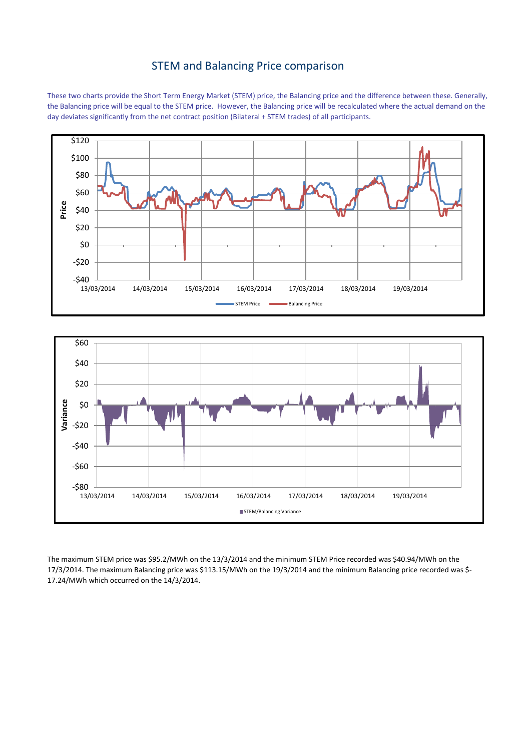# STEM and Balancing Price comparison

These two charts provide the Short Term Energy Market (STEM) price, the Balancing price and the difference between these. Generally, the Balancing price will be equal to the STEM price. However, the Balancing price will be recalculated where the actual demand on the day deviates significantly from the net contract position (Bilateral + STEM trades) of all participants.

Price

$120
$100
$80
$60
$40
$20
$0
-$20
-$40

13/03/2014 14/03/2014 15/03/2014 16/03/2014 17/03/2014 18/03/2014 19/03/2014

STEM Price Balancing Price

Variance

$60
$40
$20
$0
-$20
-$40
-$60
-$80

13/03/2014 14/03/2014 15/03/2014 16/03/2014 17/03/2014 18/03/2014 19/03/2014

STEM/Balancing Variance

The maximum STEM price was $95.2/MWh on the 13/3/2014 and the minimum STEM Price recorded was $40.94/MWh on the 17/3/2014. The maximum Balancing price was $113.15/MWh on the 19/3/2014 and the minimum Balancing price recorded was $-17.24/MWh which occurred on the 14/3/2014.